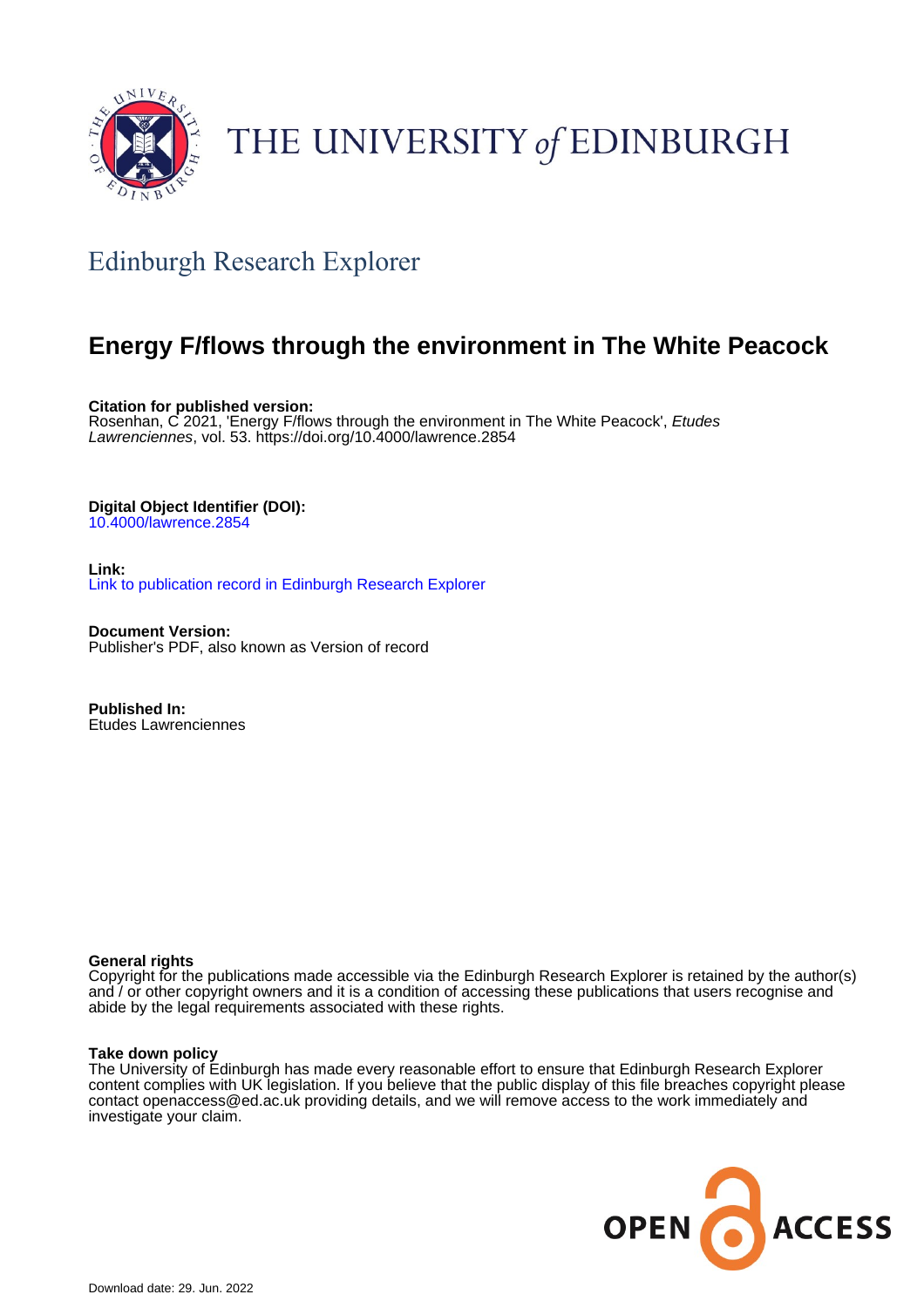THE UNIVERSITY *of* EDINBURGH

## Edinburgh Research Explorer

# Energy F/flows through the environment in The White Peacock

**Citation for published version:**
Rosenhan, C 2021, 'Energy F/flows through the environment in The White Peacock', *Etudes Lawrenciennes*, vol. 53. https://doi.org/10.4000/lawrence.2854

**Digital Object Identifier (DOI):**
10.4000/lawrence.2854

**Link:**
Link to publication record in Edinburgh Research Explorer

**Document Version:**
Publisher's PDF, also known as Version of record

**Published In:**
Etudes Lawrenciennes

**General rights**
Copyright for the publications made accessible via the Edinburgh Research Explorer is retained by the author(s) and / or other copyright owners and it is a condition of accessing these publications that users recognise and abide by the legal requirements associated with these rights.

**Take down policy**
The University of Edinburgh has made every reasonable effort to ensure that Edinburgh Research Explorer content complies with UK legislation. If you believe that the public display of this file breaches copyright please contact openaccess@ed.ac.uk providing details, and we will remove access to the work immediately and investigate your claim.

Download date: 29. Jun. 2022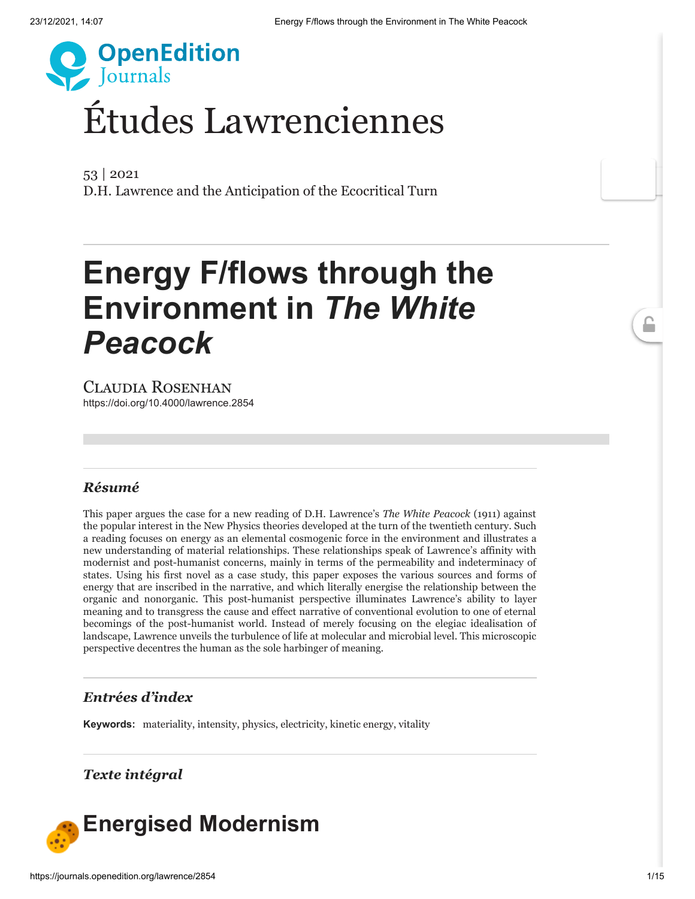# Études Lawrenciennes

53 | 2021
D.H. Lawrence and the Anticipation of the Ecocritical Turn

# Energy F/flows through the Environment in *The White Peacock*

Claudia Rosenhan
https://doi.org/10.4000/lawrence.2854

## *Résumé*

This paper argues the case for a new reading of D.H. Lawrence's *The White Peacock* (1911) against the popular interest in the New Physics theories developed at the turn of the twentieth century. Such a reading focuses on energy as an elemental cosmogenic force in the environment and illustrates a new understanding of material relationships. These relationships speak of Lawrence's affinity with modernist and post-humanist concerns, mainly in terms of the permeability and indeterminacy of states. Using his first novel as a case study, this paper exposes the various sources and forms of energy that are inscribed in the narrative, and which literally energise the relationship between the organic and nonorganic. This post-humanist perspective illuminates Lawrence's ability to layer meaning and to transgress the cause and effect narrative of conventional evolution to one of eternal becomings of the post-humanist world. Instead of merely focusing on the elegiac idealisation of landscape, Lawrence unveils the turbulence of life at molecular and microbial level. This microscopic perspective decentres the human as the sole harbinger of meaning.

## *Entrées d'index*

**Keywords:** materiality, intensity, physics, electricity, kinetic energy, vitality

## *Texte intégral*

## Energised Modernism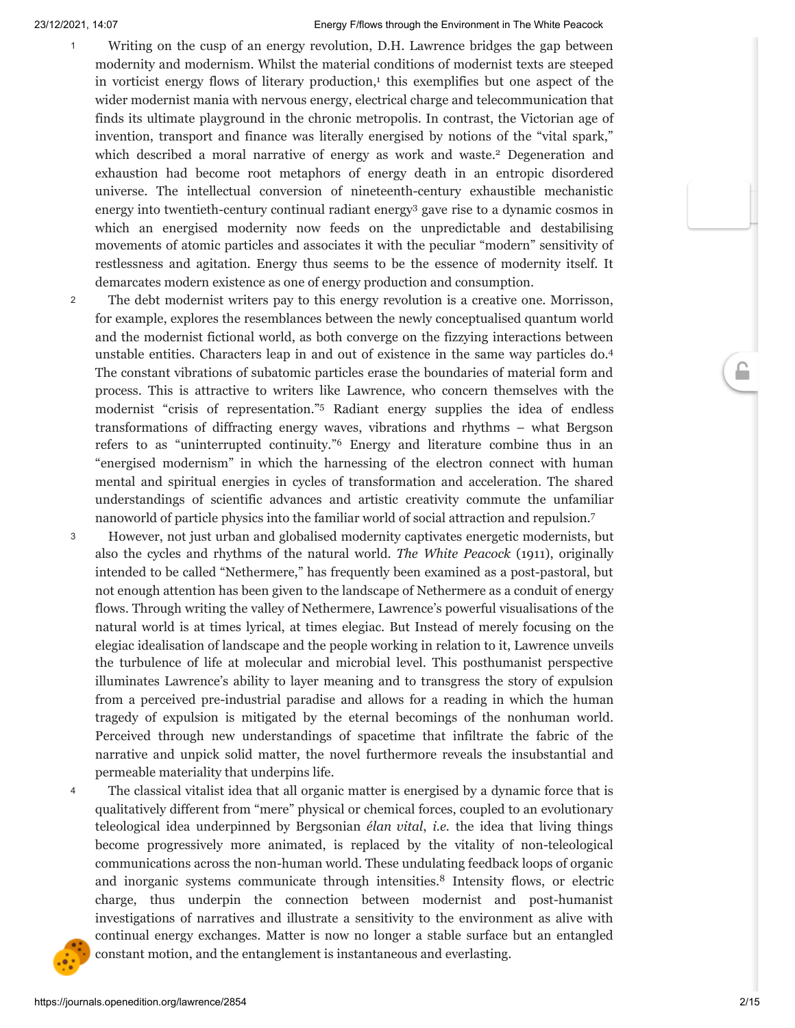1 Writing on the cusp of an energy revolution, D.H. Lawrence bridges the gap between modernity and modernism. Whilst the material conditions of modernist texts are steeped in vorticist energy flows of literary production,[1] this exemplifies but one aspect of the wider modernist mania with nervous energy, electrical charge and telecommunication that finds its ultimate playground in the chronic metropolis. In contrast, the Victorian age of invention, transport and finance was literally energised by notions of the "vital spark," which described a moral narrative of energy as work and waste.[2] Degeneration and exhaustion had become root metaphors of energy death in an entropic disordered universe. The intellectual conversion of nineteenth-century exhaustible mechanistic energy into twentieth-century continual radiant energy[3] gave rise to a dynamic cosmos in which an energised modernity now feeds on the unpredictable and destabilising movements of atomic particles and associates it with the peculiar "modern" sensitivity of restlessness and agitation. Energy thus seems to be the essence of modernity itself. It demarcates modern existence as one of energy production and consumption.

2 The debt modernist writers pay to this energy revolution is a creative one. Morrisson, for example, explores the resemblances between the newly conceptualised quantum world and the modernist fictional world, as both converge on the fizzying interactions between unstable entities. Characters leap in and out of existence in the same way particles do.[4] The constant vibrations of subatomic particles erase the boundaries of material form and process. This is attractive to writers like Lawrence, who concern themselves with the modernist "crisis of representation."[5] Radiant energy supplies the idea of endless transformations of diffracting energy waves, vibrations and rhythms – what Bergson refers to as "uninterrupted continuity."[6] Energy and literature combine thus in an "energised modernism" in which the harnessing of the electron connect with human mental and spiritual energies in cycles of transformation and acceleration. The shared understandings of scientific advances and artistic creativity commute the unfamiliar nanoworld of particle physics into the familiar world of social attraction and repulsion.[7]

3 However, not just urban and globalised modernity captivates energetic modernists, but also the cycles and rhythms of the natural world. *The White Peacock* (1911), originally intended to be called "Nethermere," has frequently been examined as a post-pastoral, but not enough attention has been given to the landscape of Nethermere as a conduit of energy flows. Through writing the valley of Nethermere, Lawrence's powerful visualisations of the natural world is at times lyrical, at times elegiac. But Instead of merely focusing on the elegiac idealisation of landscape and the people working in relation to it, Lawrence unveils the turbulence of life at molecular and microbial level. This posthumanist perspective illuminates Lawrence's ability to layer meaning and to transgress the story of expulsion from a perceived pre-industrial paradise and allows for a reading in which the human tragedy of expulsion is mitigated by the eternal becomings of the nonhuman world. Perceived through new understandings of spacetime that infiltrate the fabric of the narrative and unpick solid matter, the novel furthermore reveals the insubstantial and permeable materiality that underpins life.

4 The classical vitalist idea that all organic matter is energised by a dynamic force that is qualitatively different from "mere" physical or chemical forces, coupled to an evolutionary teleological idea underpinned by Bergsonian *élan vital*, *i.e.* the idea that living things become progressively more animated, is replaced by the vitality of non-teleological communications across the non-human world. These undulating feedback loops of organic and inorganic systems communicate through intensities.[8] Intensity flows, or electric charge, thus underpin the connection between modernist and post-humanist investigations of narratives and illustrate a sensitivity to the environment as alive with continual energy exchanges. Matter is now no longer a stable surface but an entangled constant motion, and the entanglement is instantaneous and everlasting.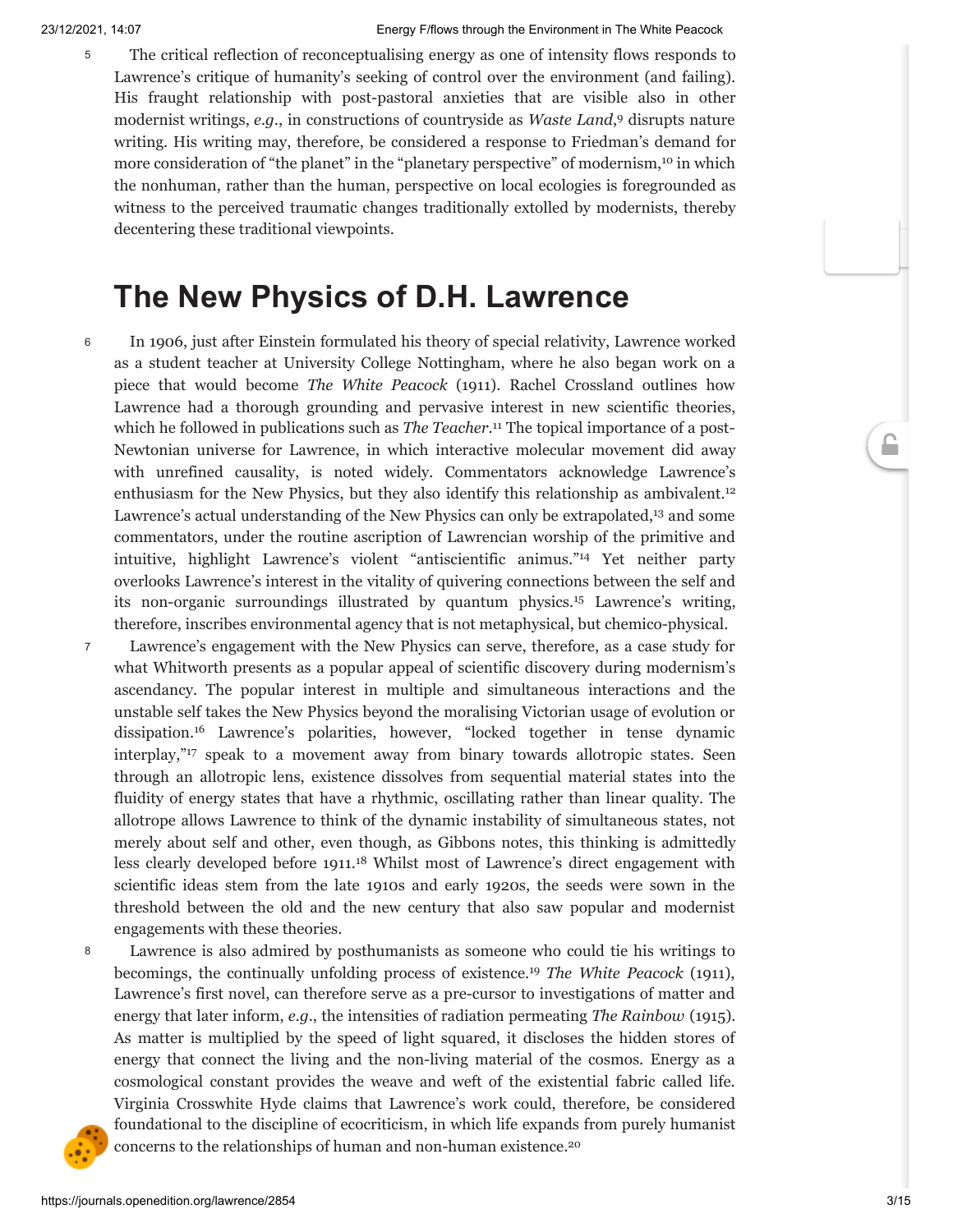5 The critical reflection of reconceptualising energy as one of intensity flows responds to Lawrence's critique of humanity's seeking of control over the environment (and failing). His fraught relationship with post-pastoral anxieties that are visible also in other modernist writings, *e.g.*, in constructions of countryside as *Waste Land*,[9] disrupts nature writing. His writing may, therefore, be considered a response to Friedman's demand for more consideration of "the planet" in the "planetary perspective" of modernism,[10] in which the nonhuman, rather than the human, perspective on local ecologies is foregrounded as witness to the perceived traumatic changes traditionally extolled by modernists, thereby decentering these traditional viewpoints.

## The New Physics of D.H. Lawrence

6 In 1906, just after Einstein formulated his theory of special relativity, Lawrence worked as a student teacher at University College Nottingham, where he also began work on a piece that would become *The White Peacock* (1911). Rachel Crossland outlines how Lawrence had a thorough grounding and pervasive interest in new scientific theories, which he followed in publications such as *The Teacher*.[11] The topical importance of a post-Newtonian universe for Lawrence, in which interactive molecular movement did away with unrefined causality, is noted widely. Commentators acknowledge Lawrence's enthusiasm for the New Physics, but they also identify this relationship as ambivalent.[12] Lawrence's actual understanding of the New Physics can only be extrapolated,[13] and some commentators, under the routine ascription of Lawrencian worship of the primitive and intuitive, highlight Lawrence's violent "antiscientific animus."[14] Yet neither party overlooks Lawrence's interest in the vitality of quivering connections between the self and its non-organic surroundings illustrated by quantum physics.[15] Lawrence's writing, therefore, inscribes environmental agency that is not metaphysical, but chemico-physical.

7 Lawrence's engagement with the New Physics can serve, therefore, as a case study for what Whitworth presents as a popular appeal of scientific discovery during modernism's ascendancy. The popular interest in multiple and simultaneous interactions and the unstable self takes the New Physics beyond the moralising Victorian usage of evolution or dissipation.[16] Lawrence's polarities, however, "locked together in tense dynamic interplay,"[17] speak to a movement away from binary towards allotropic states. Seen through an allotropic lens, existence dissolves from sequential material states into the fluidity of energy states that have a rhythmic, oscillating rather than linear quality. The allotrope allows Lawrence to think of the dynamic instability of simultaneous states, not merely about self and other, even though, as Gibbons notes, this thinking is admittedly less clearly developed before 1911.[18] Whilst most of Lawrence's direct engagement with scientific ideas stem from the late 1910s and early 1920s, the seeds were sown in the threshold between the old and the new century that also saw popular and modernist engagements with these theories.

8 Lawrence is also admired by posthumanists as someone who could tie his writings to becomings, the continually unfolding process of existence.[19] *The White Peacock* (1911), Lawrence's first novel, can therefore serve as a pre-cursor to investigations of matter and energy that later inform, *e.g.*, the intensities of radiation permeating *The Rainbow* (1915). As matter is multiplied by the speed of light squared, it discloses the hidden stores of energy that connect the living and the non-living material of the cosmos. Energy as a cosmological constant provides the weave and weft of the existential fabric called life. Virginia Crosswhite Hyde claims that Lawrence's work could, therefore, be considered foundational to the discipline of ecocriticism, in which life expands from purely humanist concerns to the relationships of human and non-human existence.[20]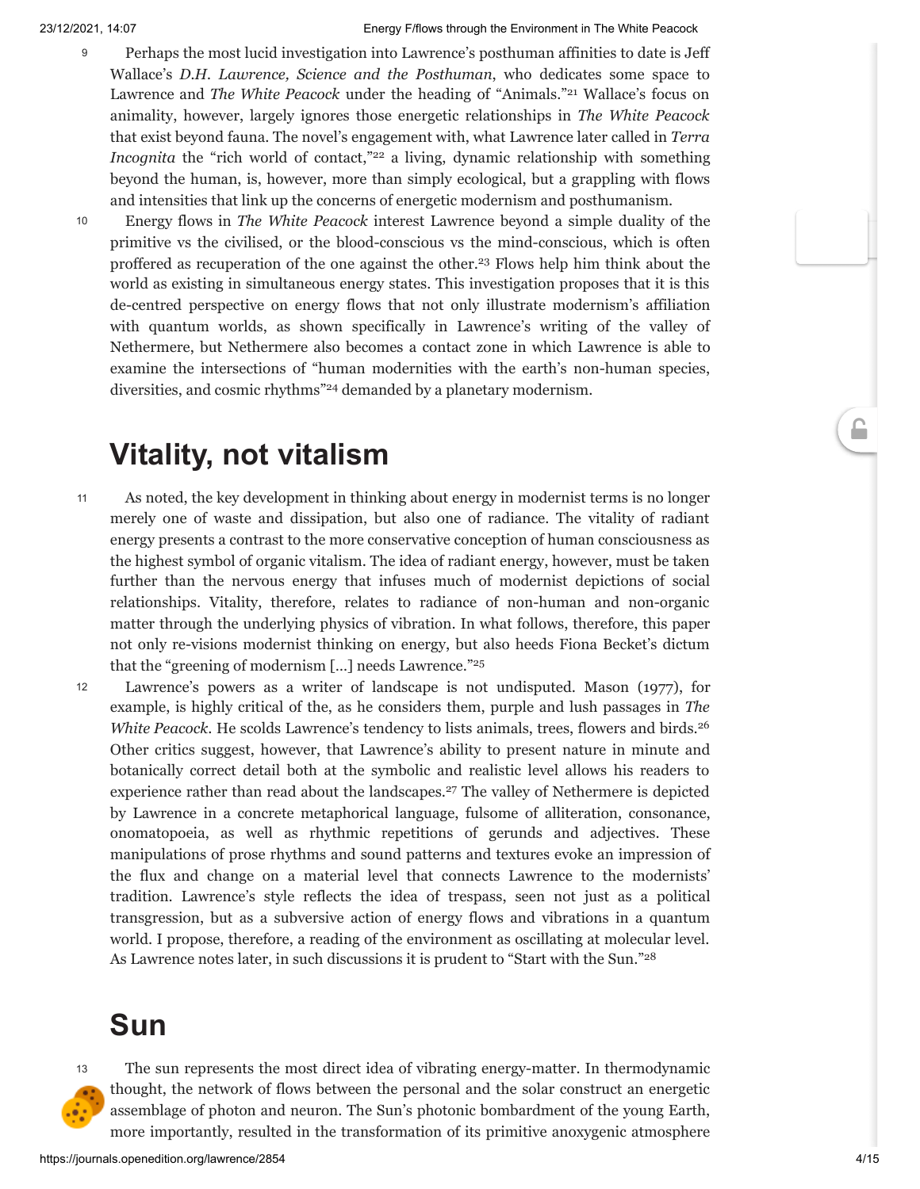9 Perhaps the most lucid investigation into Lawrence's posthuman affinities to date is Jeff Wallace's *D.H. Lawrence, Science and the Posthuman*, who dedicates some space to Lawrence and *The White Peacock* under the heading of "Animals."[21] Wallace's focus on animality, however, largely ignores those energetic relationships in *The White Peacock* that exist beyond fauna. The novel's engagement with, what Lawrence later called in *Terra Incognita* the "rich world of contact,"[22] a living, dynamic relationship with something beyond the human, is, however, more than simply ecological, but a grappling with flows and intensities that link up the concerns of energetic modernism and posthumanism.

10 Energy flows in *The White Peacock* interest Lawrence beyond a simple duality of the primitive vs the civilised, or the blood-conscious vs the mind-conscious, which is often proffered as recuperation of the one against the other.[23] Flows help him think about the world as existing in simultaneous energy states. This investigation proposes that it is this de-centred perspective on energy flows that not only illustrate modernism's affiliation with quantum worlds, as shown specifically in Lawrence's writing of the valley of Nethermere, but Nethermere also becomes a contact zone in which Lawrence is able to examine the intersections of "human modernities with the earth's non-human species, diversities, and cosmic rhythms"[24] demanded by a planetary modernism.

## Vitality, not vitalism

11 As noted, the key development in thinking about energy in modernist terms is no longer merely one of waste and dissipation, but also one of radiance. The vitality of radiant energy presents a contrast to the more conservative conception of human consciousness as the highest symbol of organic vitalism. The idea of radiant energy, however, must be taken further than the nervous energy that infuses much of modernist depictions of social relationships. Vitality, therefore, relates to radiance of non-human and non-organic matter through the underlying physics of vibration. In what follows, therefore, this paper not only re-visions modernist thinking on energy, but also heeds Fiona Becket's dictum that the "greening of modernism [...] needs Lawrence."[25]

12 Lawrence's powers as a writer of landscape is not undisputed. Mason (1977), for example, is highly critical of the, as he considers them, purple and lush passages in *The White Peacock*. He scolds Lawrence's tendency to lists animals, trees, flowers and birds.[26] Other critics suggest, however, that Lawrence's ability to present nature in minute and botanically correct detail both at the symbolic and realistic level allows his readers to experience rather than read about the landscapes.[27] The valley of Nethermere is depicted by Lawrence in a concrete metaphorical language, fulsome of alliteration, consonance, onomatopoeia, as well as rhythmic repetitions of gerunds and adjectives. These manipulations of prose rhythms and sound patterns and textures evoke an impression of the flux and change on a material level that connects Lawrence to the modernists' tradition. Lawrence's style reflects the idea of trespass, seen not just as a political transgression, but as a subversive action of energy flows and vibrations in a quantum world. I propose, therefore, a reading of the environment as oscillating at molecular level. As Lawrence notes later, in such discussions it is prudent to "Start with the Sun."[28]

## Sun

13 The sun represents the most direct idea of vibrating energy-matter. In thermodynamic thought, the network of flows between the personal and the solar construct an energetic assemblage of photon and neuron. The Sun's photonic bombardment of the young Earth, more importantly, resulted in the transformation of its primitive anoxygenic atmosphere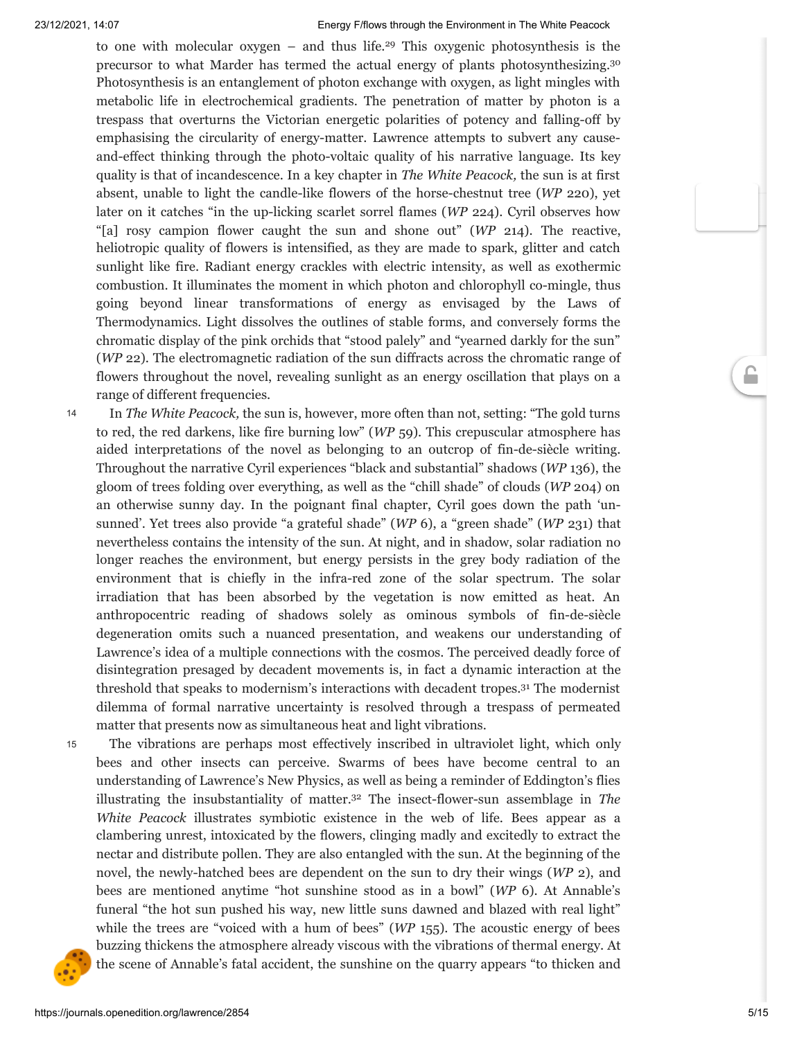to one with molecular oxygen – and thus life.[29] This oxygenic photosynthesis is the precursor to what Marder has termed the actual energy of plants photosynthesizing.[30] Photosynthesis is an entanglement of photon exchange with oxygen, as light mingles with metabolic life in electrochemical gradients. The penetration of matter by photon is a trespass that overturns the Victorian energetic polarities of potency and falling-off by emphasising the circularity of energy-matter. Lawrence attempts to subvert any cause-and-effect thinking through the photo-voltaic quality of his narrative language. Its key quality is that of incandescence. In a key chapter in *The White Peacock,* the sun is at first absent, unable to light the candle-like flowers of the horse-chestnut tree (*WP* 220), yet later on it catches "in the up-licking scarlet sorrel flames (*WP* 224). Cyril observes how "[a] rosy campion flower caught the sun and shone out" (*WP* 214). The reactive, heliotropic quality of flowers is intensified, as they are made to spark, glitter and catch sunlight like fire. Radiant energy crackles with electric intensity, as well as exothermic combustion. It illuminates the moment in which photon and chlorophyll co-mingle, thus going beyond linear transformations of energy as envisaged by the Laws of Thermodynamics. Light dissolves the outlines of stable forms, and conversely forms the chromatic display of the pink orchids that "stood palely" and "yearned darkly for the sun" (*WP* 22). The electromagnetic radiation of the sun diffracts across the chromatic range of flowers throughout the novel, revealing sunlight as an energy oscillation that plays on a range of different frequencies.

14 In *The White Peacock,* the sun is, however, more often than not, setting: "The gold turns to red, the red darkens, like fire burning low" (*WP* 59). This crepuscular atmosphere has aided interpretations of the novel as belonging to an outcrop of fin-de-siècle writing. Throughout the narrative Cyril experiences "black and substantial" shadows (*WP* 136), the gloom of trees folding over everything, as well as the "chill shade" of clouds (*WP* 204) on an otherwise sunny day. In the poignant final chapter, Cyril goes down the path 'un-sunned'. Yet trees also provide "a grateful shade" (*WP* 6), a "green shade" (*WP* 231) that nevertheless contains the intensity of the sun. At night, and in shadow, solar radiation no longer reaches the environment, but energy persists in the grey body radiation of the environment that is chiefly in the infra-red zone of the solar spectrum. The solar irradiation that has been absorbed by the vegetation is now emitted as heat. An anthropocentric reading of shadows solely as ominous symbols of fin-de-siècle degeneration omits such a nuanced presentation, and weakens our understanding of Lawrence's idea of a multiple connections with the cosmos. The perceived deadly force of disintegration presaged by decadent movements is, in fact a dynamic interaction at the threshold that speaks to modernism's interactions with decadent tropes.[31] The modernist dilemma of formal narrative uncertainty is resolved through a trespass of permeated matter that presents now as simultaneous heat and light vibrations.

15 The vibrations are perhaps most effectively inscribed in ultraviolet light, which only bees and other insects can perceive. Swarms of bees have become central to an understanding of Lawrence's New Physics, as well as being a reminder of Eddington's flies illustrating the insubstantiality of matter.[32] The insect-flower-sun assemblage in *The White Peacock* illustrates symbiotic existence in the web of life. Bees appear as a clambering unrest, intoxicated by the flowers, clinging madly and excitedly to extract the nectar and distribute pollen. They are also entangled with the sun. At the beginning of the novel, the newly-hatched bees are dependent on the sun to dry their wings (*WP* 2), and bees are mentioned anytime "hot sunshine stood as in a bowl" (*WP* 6). At Annable's funeral "the hot sun pushed his way, new little suns dawned and blazed with real light" while the trees are "voiced with a hum of bees" (*WP* 155). The acoustic energy of bees buzzing thickens the atmosphere already viscous with the vibrations of thermal energy. At the scene of Annable's fatal accident, the sunshine on the quarry appears "to thicken and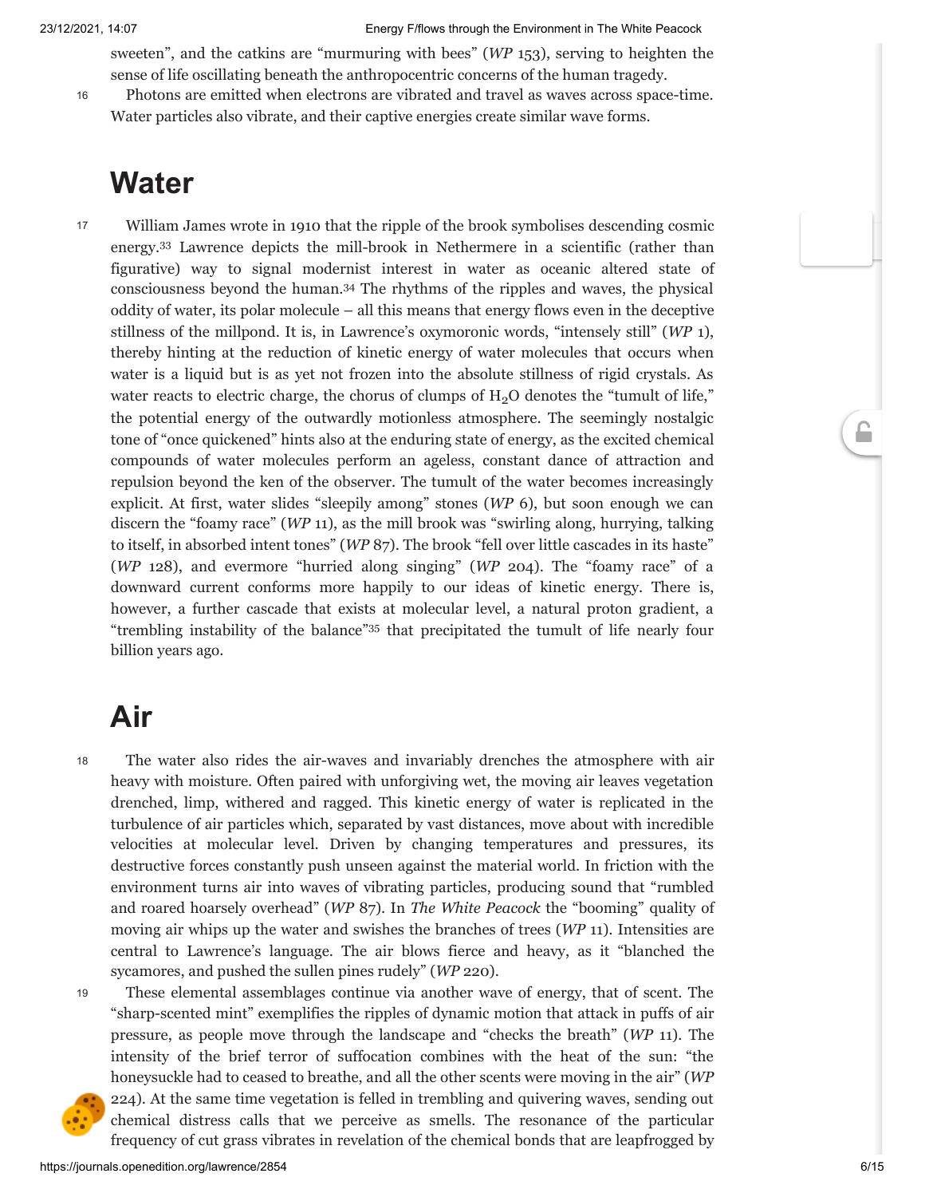sweeten", and the catkins are "murmuring with bees" (*WP* 153), serving to heighten the sense of life oscillating beneath the anthropocentric concerns of the human tragedy.

16 Photons are emitted when electrons are vibrated and travel as waves across space-time. Water particles also vibrate, and their captive energies create similar wave forms.

## Water

17 William James wrote in 1910 that the ripple of the brook symbolises descending cosmic energy.[33] Lawrence depicts the mill-brook in Nethermere in a scientific (rather than figurative) way to signal modernist interest in water as oceanic altered state of consciousness beyond the human.[34] The rhythms of the ripples and waves, the physical oddity of water, its polar molecule – all this means that energy flows even in the deceptive stillness of the millpond. It is, in Lawrence's oxymoronic words, "intensely still" (*WP* 1), thereby hinting at the reduction of kinetic energy of water molecules that occurs when water is a liquid but is as yet not frozen into the absolute stillness of rigid crystals. As water reacts to electric charge, the chorus of clumps of $H_2O$ denotes the "tumult of life," the potential energy of the outwardly motionless atmosphere. The seemingly nostalgic tone of "once quickened" hints also at the enduring state of energy, as the excited chemical compounds of water molecules perform an ageless, constant dance of attraction and repulsion beyond the ken of the observer. The tumult of the water becomes increasingly explicit. At first, water slides "sleepily among" stones (*WP* 6), but soon enough we can discern the "foamy race" (*WP* 11), as the mill brook was "swirling along, hurrying, talking to itself, in absorbed intent tones" (*WP* 87). The brook "fell over little cascades in its haste" (*WP* 128), and evermore "hurried along singing" (*WP* 204). The "foamy race" of a downward current conforms more happily to our ideas of kinetic energy. There is, however, a further cascade that exists at molecular level, a natural proton gradient, a "trembling instability of the balance"[35] that precipitated the tumult of life nearly four billion years ago.

## Air

18 The water also rides the air-waves and invariably drenches the atmosphere with air heavy with moisture. Often paired with unforgiving wet, the moving air leaves vegetation drenched, limp, withered and ragged. This kinetic energy of water is replicated in the turbulence of air particles which, separated by vast distances, move about with incredible velocities at molecular level. Driven by changing temperatures and pressures, its destructive forces constantly push unseen against the material world. In friction with the environment turns air into waves of vibrating particles, producing sound that "rumbled and roared hoarsely overhead" (*WP* 87). In *The White Peacock* the "booming" quality of moving air whips up the water and swishes the branches of trees (*WP* 11). Intensities are central to Lawrence's language. The air blows fierce and heavy, as it "blanched the sycamores, and pushed the sullen pines rudely" (*WP* 220).

19 These elemental assemblages continue via another wave of energy, that of scent. The "sharp-scented mint" exemplifies the ripples of dynamic motion that attack in puffs of air pressure, as people move through the landscape and "checks the breath" (*WP* 11). The intensity of the brief terror of suffocation combines with the heat of the sun: "the honeysuckle had to ceased to breathe, and all the other scents were moving in the air" (*WP* 224). At the same time vegetation is felled in trembling and quivering waves, sending out chemical distress calls that we perceive as smells. The resonance of the particular frequency of cut grass vibrates in revelation of the chemical bonds that are leapfrogged by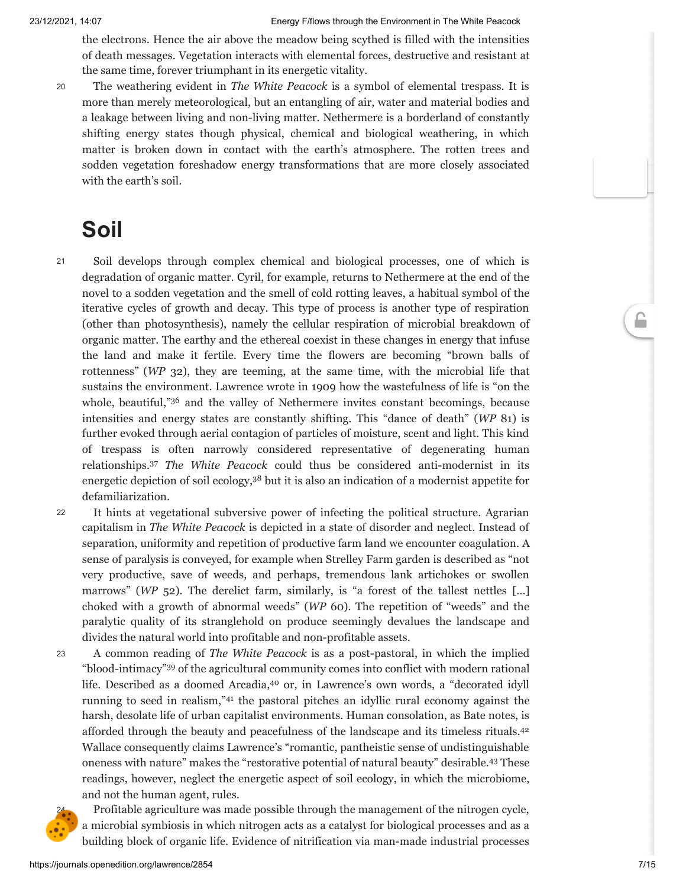the electrons. Hence the air above the meadow being scythed is filled with the intensities of death messages. Vegetation interacts with elemental forces, destructive and resistant at the same time, forever triumphant in its energetic vitality.

20 The weathering evident in *The White Peacock* is a symbol of elemental trespass. It is more than merely meteorological, but an entangling of air, water and material bodies and a leakage between living and non-living matter. Nethermere is a borderland of constantly shifting energy states though physical, chemical and biological weathering, in which matter is broken down in contact with the earth's atmosphere. The rotten trees and sodden vegetation foreshadow energy transformations that are more closely associated with the earth's soil.

## Soil

21 Soil develops through complex chemical and biological processes, one of which is degradation of organic matter. Cyril, for example, returns to Nethermere at the end of the novel to a sodden vegetation and the smell of cold rotting leaves, a habitual symbol of the iterative cycles of growth and decay. This type of process is another type of respiration (other than photosynthesis), namely the cellular respiration of microbial breakdown of organic matter. The earthy and the ethereal coexist in these changes in energy that infuse the land and make it fertile. Every time the flowers are becoming "brown balls of rottenness" (*WP* 32), they are teeming, at the same time, with the microbial life that sustains the environment. Lawrence wrote in 1909 how the wastefulness of life is "on the whole, beautiful,"[36] and the valley of Nethermere invites constant becomings, because intensities and energy states are constantly shifting. This "dance of death" (*WP* 81) is further evoked through aerial contagion of particles of moisture, scent and light. This kind of trespass is often narrowly considered representative of degenerating human relationships.[37] *The White Peacock* could thus be considered anti-modernist in its energetic depiction of soil ecology,[38] but it is also an indication of a modernist appetite for defamiliarization.

22 It hints at vegetational subversive power of infecting the political structure. Agrarian capitalism in *The White Peacock* is depicted in a state of disorder and neglect. Instead of separation, uniformity and repetition of productive farm land we encounter coagulation. A sense of paralysis is conveyed, for example when Strelley Farm garden is described as "not very productive, save of weeds, and perhaps, tremendous lank artichokes or swollen marrows" (*WP* 52). The derelict farm, similarly, is "a forest of the tallest nettles […] choked with a growth of abnormal weeds" (*WP* 60). The repetition of "weeds" and the paralytic quality of its stranglehold on produce seemingly devalues the landscape and divides the natural world into profitable and non-profitable assets.

23 A common reading of *The White Peacock* is as a post-pastoral, in which the implied "blood-intimacy"[39] of the agricultural community comes into conflict with modern rational life. Described as a doomed Arcadia,[40] or, in Lawrence's own words, a "decorated idyll running to seed in realism,"[41] the pastoral pitches an idyllic rural economy against the harsh, desolate life of urban capitalist environments. Human consolation, as Bate notes, is afforded through the beauty and peacefulness of the landscape and its timeless rituals.[42] Wallace consequently claims Lawrence's "romantic, pantheistic sense of undistinguishable oneness with nature" makes the "restorative potential of natural beauty" desirable.[43] These readings, however, neglect the energetic aspect of soil ecology, in which the microbiome, and not the human agent, rules.

24 Profitable agriculture was made possible through the management of the nitrogen cycle, a microbial symbiosis in which nitrogen acts as a catalyst for biological processes and as a building block of organic life. Evidence of nitrification via man-made industrial processes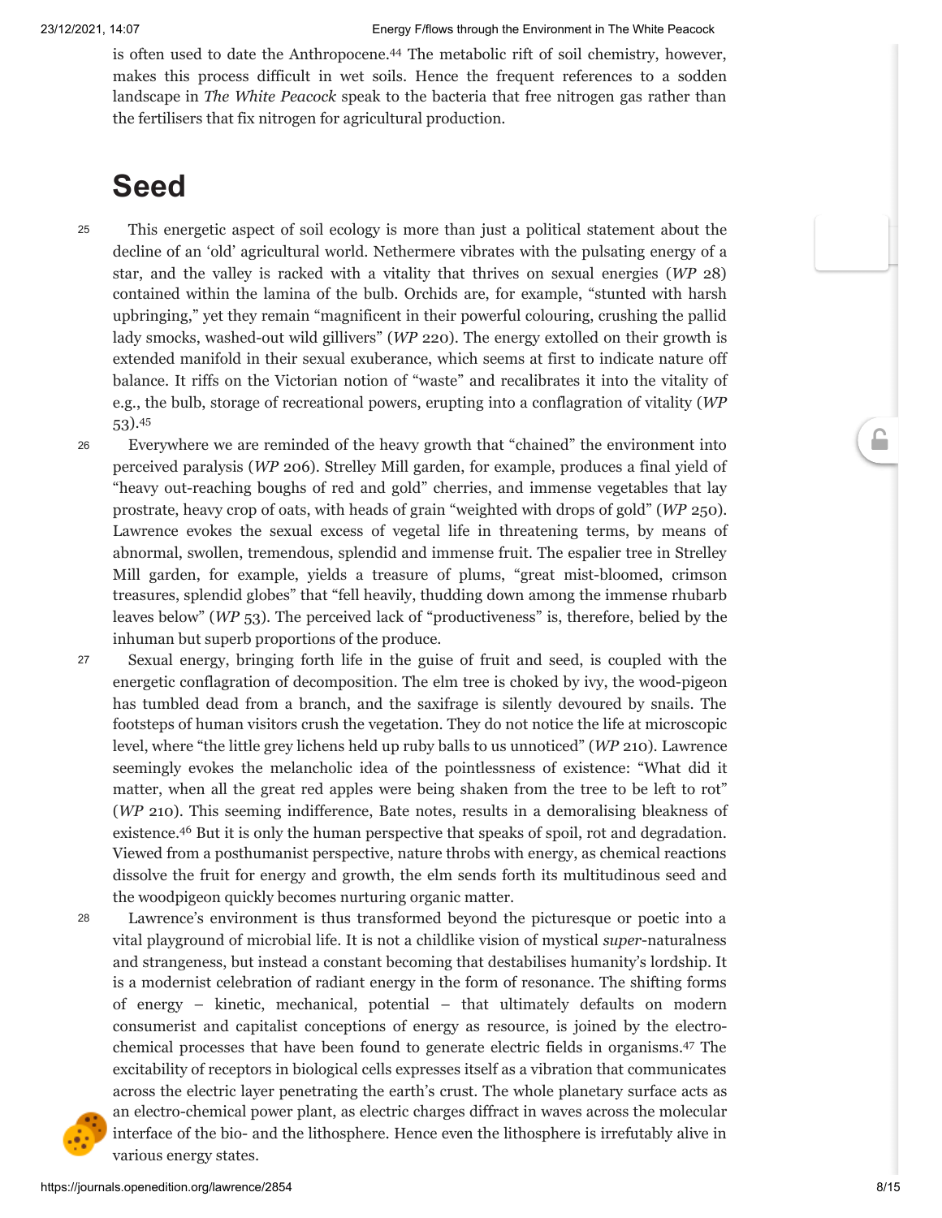is often used to date the Anthropocene.[44] The metabolic rift of soil chemistry, however, makes this process difficult in wet soils. Hence the frequent references to a sodden landscape in *The White Peacock* speak to the bacteria that free nitrogen gas rather than the fertilisers that fix nitrogen for agricultural production.

## Seed

25 This energetic aspect of soil ecology is more than just a political statement about the decline of an 'old' agricultural world. Nethermere vibrates with the pulsating energy of a star, and the valley is racked with a vitality that thrives on sexual energies (*WP* 28) contained within the lamina of the bulb. Orchids are, for example, "stunted with harsh upbringing," yet they remain "magnificent in their powerful colouring, crushing the pallid lady smocks, washed-out wild gillivers" (*WP* 220). The energy extolled on their growth is extended manifold in their sexual exuberance, which seems at first to indicate nature off balance. It riffs on the Victorian notion of "waste" and recalibrates it into the vitality of e.g., the bulb, storage of recreational powers, erupting into a conflagration of vitality (*WP* 53).[45]

26 Everywhere we are reminded of the heavy growth that "chained" the environment into perceived paralysis (*WP* 206). Strelley Mill garden, for example, produces a final yield of "heavy out-reaching boughs of red and gold" cherries, and immense vegetables that lay prostrate, heavy crop of oats, with heads of grain "weighted with drops of gold" (*WP* 250). Lawrence evokes the sexual excess of vegetal life in threatening terms, by means of abnormal, swollen, tremendous, splendid and immense fruit. The espalier tree in Strelley Mill garden, for example, yields a treasure of plums, "great mist-bloomed, crimson treasures, splendid globes" that "fell heavily, thudding down among the immense rhubarb leaves below" (*WP* 53). The perceived lack of "productiveness" is, therefore, belied by the inhuman but superb proportions of the produce.

27 Sexual energy, bringing forth life in the guise of fruit and seed, is coupled with the energetic conflagration of decomposition. The elm tree is choked by ivy, the wood-pigeon has tumbled dead from a branch, and the saxifrage is silently devoured by snails. The footsteps of human visitors crush the vegetation. They do not notice the life at microscopic level, where "the little grey lichens held up ruby balls to us unnoticed" (*WP* 210). Lawrence seemingly evokes the melancholic idea of the pointlessness of existence: "What did it matter, when all the great red apples were being shaken from the tree to be left to rot" (*WP* 210). This seeming indifference, Bate notes, results in a demoralising bleakness of existence.[46] But it is only the human perspective that speaks of spoil, rot and degradation. Viewed from a posthumanist perspective, nature throbs with energy, as chemical reactions dissolve the fruit for energy and growth, the elm sends forth its multitudinous seed and the woodpigeon quickly becomes nurturing organic matter.

28 Lawrence's environment is thus transformed beyond the picturesque or poetic into a vital playground of microbial life. It is not a childlike vision of mystical *super*-naturalness and strangeness, but instead a constant becoming that destabilises humanity's lordship. It is a modernist celebration of radiant energy in the form of resonance. The shifting forms of energy – kinetic, mechanical, potential – that ultimately defaults on modern consumerist and capitalist conceptions of energy as resource, is joined by the electro-chemical processes that have been found to generate electric fields in organisms.[47] The excitability of receptors in biological cells expresses itself as a vibration that communicates across the electric layer penetrating the earth's crust. The whole planetary surface acts as an electro-chemical power plant, as electric charges diffract in waves across the molecular interface of the bio- and the lithosphere. Hence even the lithosphere is irrefutably alive in various energy states.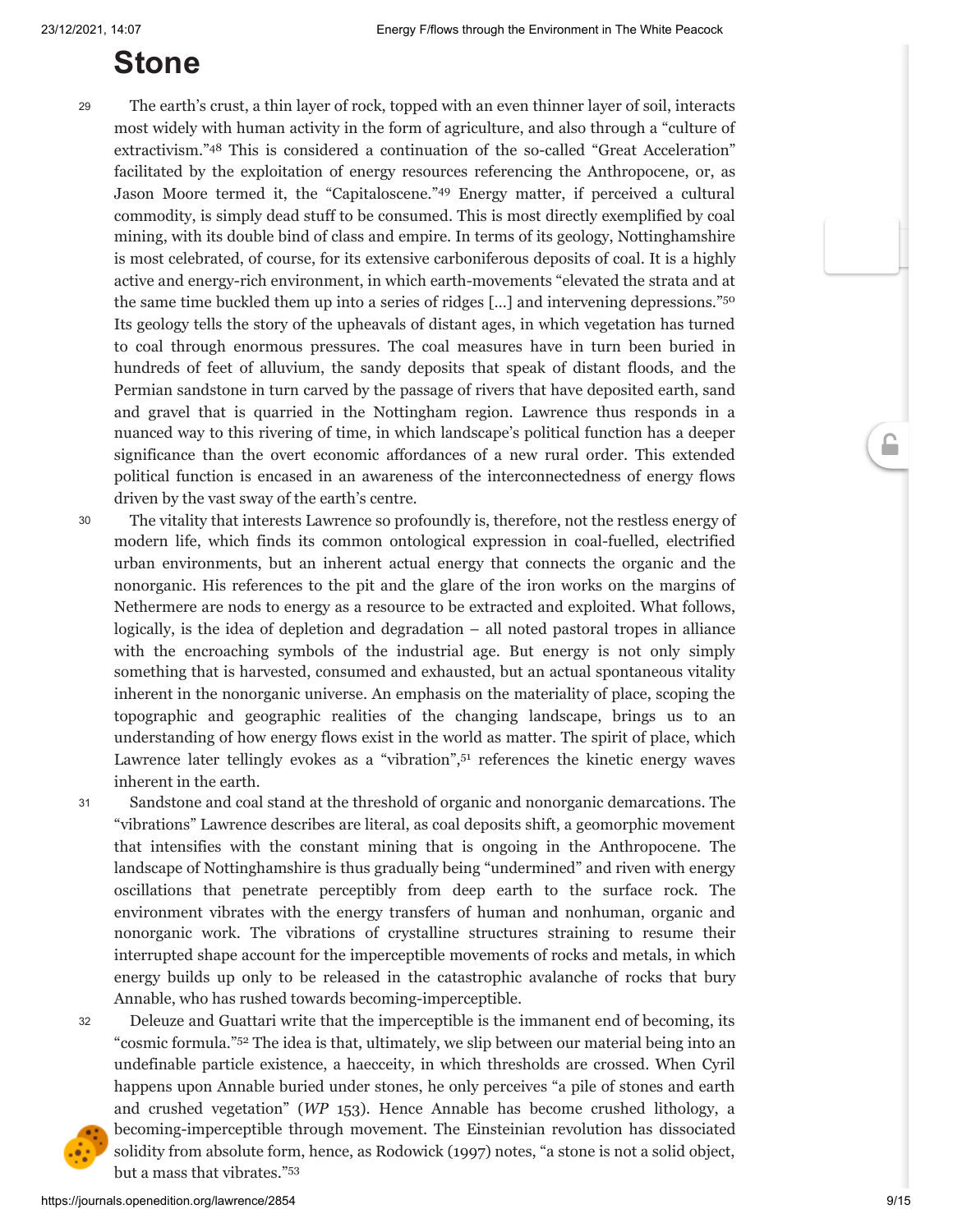# Stone

29 The earth's crust, a thin layer of rock, topped with an even thinner layer of soil, interacts most widely with human activity in the form of agriculture, and also through a "culture of extractivism."[48] This is considered a continuation of the so-called "Great Acceleration" facilitated by the exploitation of energy resources referencing the Anthropocene, or, as Jason Moore termed it, the "Capitaloscene."[49] Energy matter, if perceived a cultural commodity, is simply dead stuff to be consumed. This is most directly exemplified by coal mining, with its double bind of class and empire. In terms of its geology, Nottinghamshire is most celebrated, of course, for its extensive carboniferous deposits of coal. It is a highly active and energy-rich environment, in which earth-movements "elevated the strata and at the same time buckled them up into a series of ridges […] and intervening depressions."[50] Its geology tells the story of the upheavals of distant ages, in which vegetation has turned to coal through enormous pressures. The coal measures have in turn been buried in hundreds of feet of alluvium, the sandy deposits that speak of distant floods, and the Permian sandstone in turn carved by the passage of rivers that have deposited earth, sand and gravel that is quarried in the Nottingham region. Lawrence thus responds in a nuanced way to this rivering of time, in which landscape's political function has a deeper significance than the overt economic affordances of a new rural order. This extended political function is encased in an awareness of the interconnectedness of energy flows driven by the vast sway of the earth's centre.

30 The vitality that interests Lawrence so profoundly is, therefore, not the restless energy of modern life, which finds its common ontological expression in coal-fuelled, electrified urban environments, but an inherent actual energy that connects the organic and the nonorganic. His references to the pit and the glare of the iron works on the margins of Nethermere are nods to energy as a resource to be extracted and exploited. What follows, logically, is the idea of depletion and degradation – all noted pastoral tropes in alliance with the encroaching symbols of the industrial age. But energy is not only simply something that is harvested, consumed and exhausted, but an actual spontaneous vitality inherent in the nonorganic universe. An emphasis on the materiality of place, scoping the topographic and geographic realities of the changing landscape, brings us to an understanding of how energy flows exist in the world as matter. The spirit of place, which Lawrence later tellingly evokes as a "vibration",[51] references the kinetic energy waves inherent in the earth.

31 Sandstone and coal stand at the threshold of organic and nonorganic demarcations. The "vibrations" Lawrence describes are literal, as coal deposits shift, a geomorphic movement that intensifies with the constant mining that is ongoing in the Anthropocene. The landscape of Nottinghamshire is thus gradually being "undermined" and riven with energy oscillations that penetrate perceptibly from deep earth to the surface rock. The environment vibrates with the energy transfers of human and nonhuman, organic and nonorganic work. The vibrations of crystalline structures straining to resume their interrupted shape account for the imperceptible movements of rocks and metals, in which energy builds up only to be released in the catastrophic avalanche of rocks that bury Annable, who has rushed towards becoming-imperceptible.

32 Deleuze and Guattari write that the imperceptible is the immanent end of becoming, its "cosmic formula."[52] The idea is that, ultimately, we slip between our material being into an undefinable particle existence, a haecceity, in which thresholds are crossed. When Cyril happens upon Annable buried under stones, he only perceives "a pile of stones and earth and crushed vegetation" (*WP* 153). Hence Annable has become crushed lithology, a becoming-imperceptible through movement. The Einsteinian revolution has dissociated solidity from absolute form, hence, as Rodowick (1997) notes, "a stone is not a solid object, but a mass that vibrates."[53]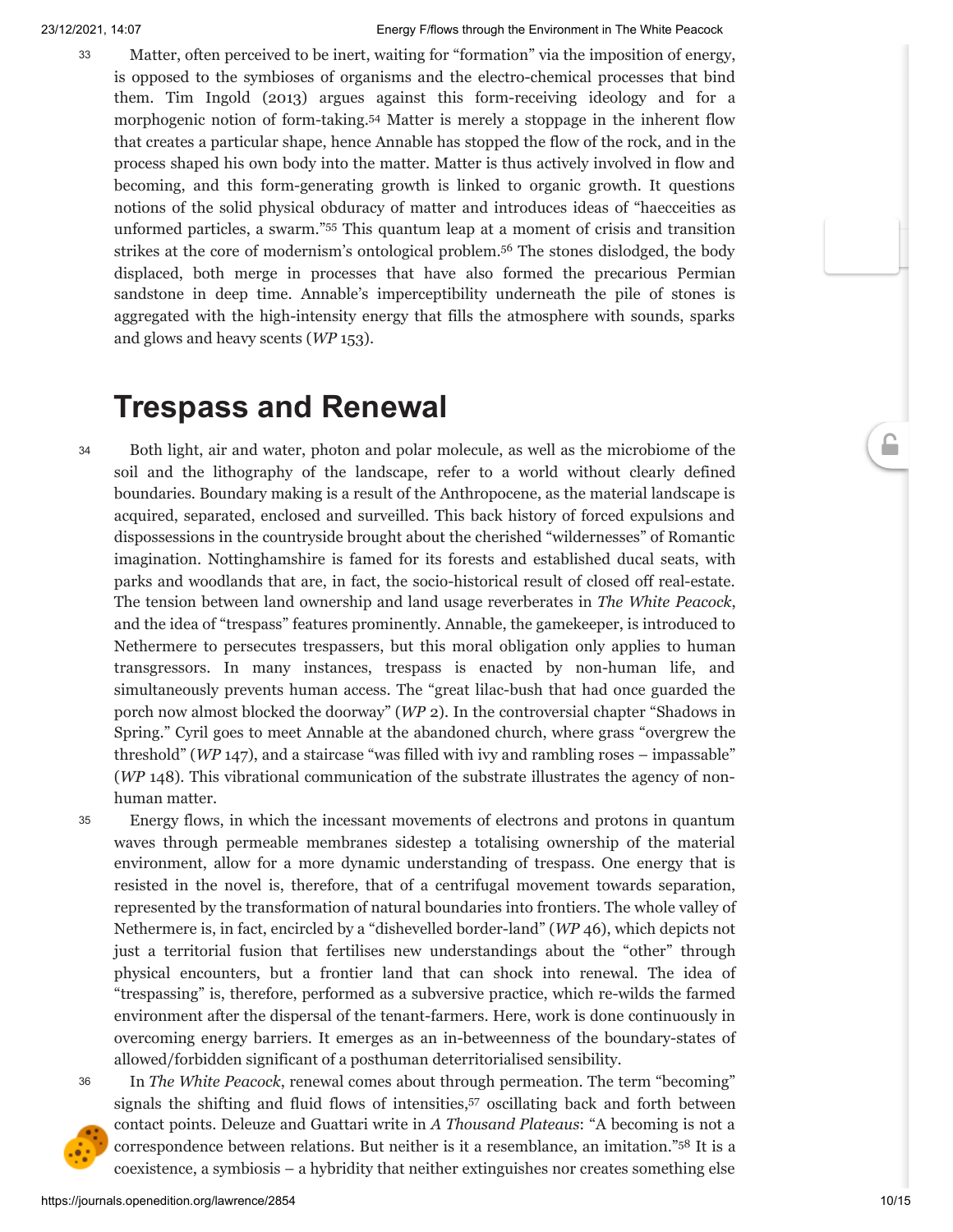33 Matter, often perceived to be inert, waiting for "formation" via the imposition of energy, is opposed to the symbioses of organisms and the electro-chemical processes that bind them. Tim Ingold (2013) argues against this form-receiving ideology and for a morphogenic notion of form-taking.[54] Matter is merely a stoppage in the inherent flow that creates a particular shape, hence Annable has stopped the flow of the rock, and in the process shaped his own body into the matter. Matter is thus actively involved in flow and becoming, and this form-generating growth is linked to organic growth. It questions notions of the solid physical obduracy of matter and introduces ideas of "haecceities as unformed particles, a swarm."[55] This quantum leap at a moment of crisis and transition strikes at the core of modernism's ontological problem.[56] The stones dislodged, the body displaced, both merge in processes that have also formed the precarious Permian sandstone in deep time. Annable's imperceptibility underneath the pile of stones is aggregated with the high-intensity energy that fills the atmosphere with sounds, sparks and glows and heavy scents (*WP* 153).

## Trespass and Renewal

34 Both light, air and water, photon and polar molecule, as well as the microbiome of the soil and the lithography of the landscape, refer to a world without clearly defined boundaries. Boundary making is a result of the Anthropocene, as the material landscape is acquired, separated, enclosed and surveilled. This back history of forced expulsions and dispossessions in the countryside brought about the cherished "wildernesses" of Romantic imagination. Nottinghamshire is famed for its forests and established ducal seats, with parks and woodlands that are, in fact, the socio-historical result of closed off real-estate. The tension between land ownership and land usage reverberates in *The White Peacock*, and the idea of "trespass" features prominently. Annable, the gamekeeper, is introduced to Nethermere to persecutes trespassers, but this moral obligation only applies to human transgressors. In many instances, trespass is enacted by non-human life, and simultaneously prevents human access. The "great lilac-bush that had once guarded the porch now almost blocked the doorway" (*WP* 2). In the controversial chapter "Shadows in Spring." Cyril goes to meet Annable at the abandoned church, where grass "overgrew the threshold" (*WP* 147), and a staircase "was filled with ivy and rambling roses – impassable" (*WP* 148). This vibrational communication of the substrate illustrates the agency of non-human matter.

35 Energy flows, in which the incessant movements of electrons and protons in quantum waves through permeable membranes sidestep a totalising ownership of the material environment, allow for a more dynamic understanding of trespass. One energy that is resisted in the novel is, therefore, that of a centrifugal movement towards separation, represented by the transformation of natural boundaries into frontiers. The whole valley of Nethermere is, in fact, encircled by a "dishevelled border-land" (*WP* 46), which depicts not just a territorial fusion that fertilises new understandings about the "other" through physical encounters, but a frontier land that can shock into renewal. The idea of "trespassing" is, therefore, performed as a subversive practice, which re-wilds the farmed environment after the dispersal of the tenant-farmers. Here, work is done continuously in overcoming energy barriers. It emerges as an in-betweenness of the boundary-states of allowed/forbidden significant of a posthuman deterritorialised sensibility.

36 In *The White Peacock*, renewal comes about through permeation. The term "becoming" signals the shifting and fluid flows of intensities,[57] oscillating back and forth between contact points. Deleuze and Guattari write in *A Thousand Plateaus*: "A becoming is not a correspondence between relations. But neither is it a resemblance, an imitation."[58] It is a coexistence, a symbiosis – a hybridity that neither extinguishes nor creates something else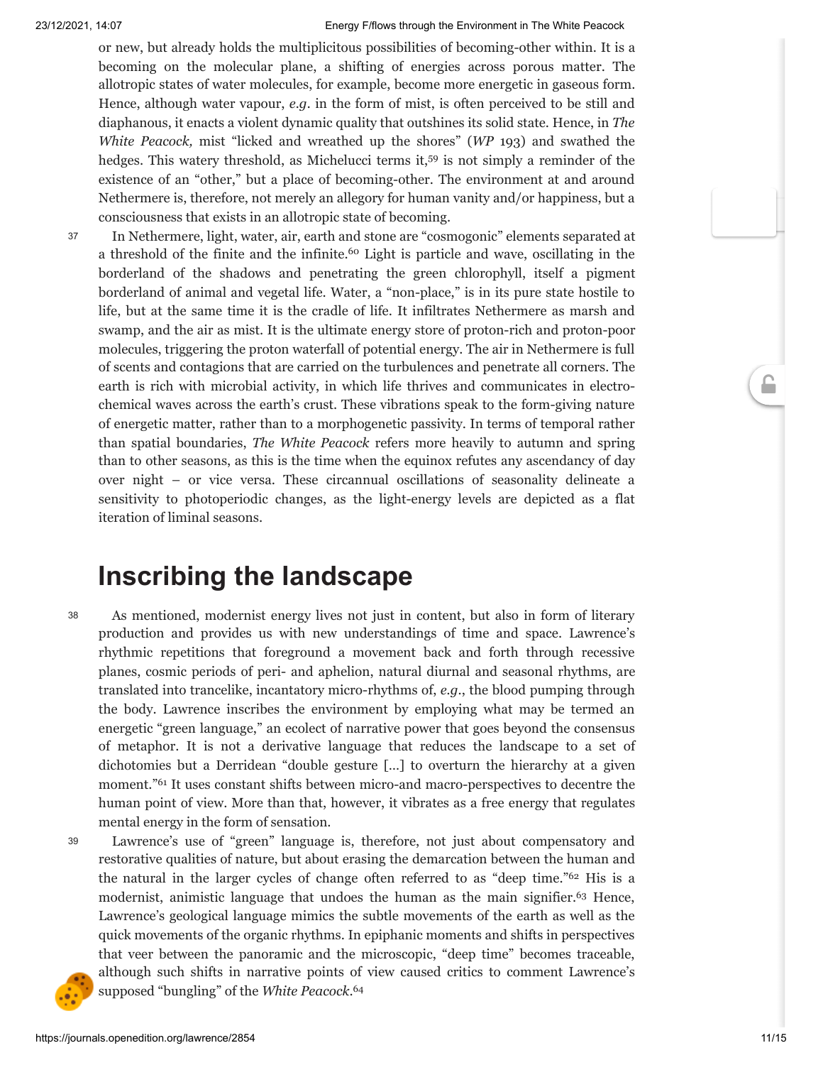or new, but already holds the multiplicitous possibilities of becoming-other within. It is a becoming on the molecular plane, a shifting of energies across porous matter. The allotropic states of water molecules, for example, become more energetic in gaseous form. Hence, although water vapour, *e.g.* in the form of mist, is often perceived to be still and diaphanous, it enacts a violent dynamic quality that outshines its solid state. Hence, in *The White Peacock,* mist "licked and wreathed up the shores" (*WP* 193) and swathed the hedges. This watery threshold, as Michelucci terms it,[59] is not simply a reminder of the existence of an "other," but a place of becoming-other. The environment at and around Nethermere is, therefore, not merely an allegory for human vanity and/or happiness, but a consciousness that exists in an allotropic state of becoming.

37 In Nethermere, light, water, air, earth and stone are "cosmogonic" elements separated at a threshold of the finite and the infinite.[60] Light is particle and wave, oscillating in the borderland of the shadows and penetrating the green chlorophyll, itself a pigment borderland of animal and vegetal life. Water, a "non-place," is in its pure state hostile to life, but at the same time it is the cradle of life. It infiltrates Nethermere as marsh and swamp, and the air as mist. It is the ultimate energy store of proton-rich and proton-poor molecules, triggering the proton waterfall of potential energy. The air in Nethermere is full of scents and contagions that are carried on the turbulences and penetrate all corners. The earth is rich with microbial activity, in which life thrives and communicates in electro-chemical waves across the earth's crust. These vibrations speak to the form-giving nature of energetic matter, rather than to a morphogenetic passivity. In terms of temporal rather than spatial boundaries, *The White Peacock* refers more heavily to autumn and spring than to other seasons, as this is the time when the equinox refutes any ascendancy of day over night – or vice versa. These circannual oscillations of seasonality delineate a sensitivity to photoperiodic changes, as the light-energy levels are depicted as a flat iteration of liminal seasons.

# Inscribing the landscape

38 As mentioned, modernist energy lives not just in content, but also in form of literary production and provides us with new understandings of time and space. Lawrence's rhythmic repetitions that foreground a movement back and forth through recessive planes, cosmic periods of peri- and aphelion, natural diurnal and seasonal rhythms, are translated into trancelike, incantatory micro-rhythms of, *e.g.*, the blood pumping through the body. Lawrence inscribes the environment by employing what may be termed an energetic "green language," an ecolect of narrative power that goes beyond the consensus of metaphor. It is not a derivative language that reduces the landscape to a set of dichotomies but a Derridean "double gesture […] to overturn the hierarchy at a given moment."[61] It uses constant shifts between micro-and macro-perspectives to decentre the human point of view. More than that, however, it vibrates as a free energy that regulates mental energy in the form of sensation.

39 Lawrence's use of "green" language is, therefore, not just about compensatory and restorative qualities of nature, but about erasing the demarcation between the human and the natural in the larger cycles of change often referred to as "deep time."[62] His is a modernist, animistic language that undoes the human as the main signifier.[63] Hence, Lawrence's geological language mimics the subtle movements of the earth as well as the quick movements of the organic rhythms. In epiphanic moments and shifts in perspectives that veer between the panoramic and the microscopic, "deep time" becomes traceable, although such shifts in narrative points of view caused critics to comment Lawrence's supposed "bungling" of the *White Peacock*.[64]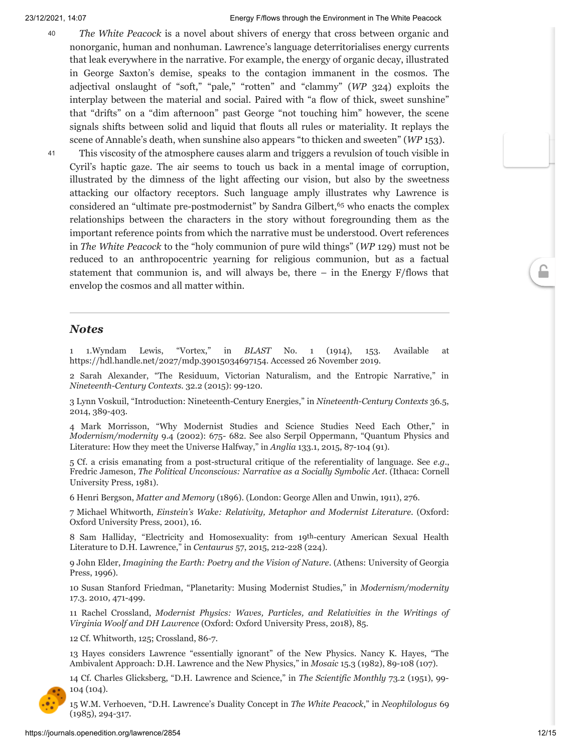40 *The White Peacock* is a novel about shivers of energy that cross between organic and nonorganic, human and nonhuman. Lawrence's language deterritorialises energy currents that leak everywhere in the narrative. For example, the energy of organic decay, illustrated in George Saxton's demise, speaks to the contagion immanent in the cosmos. The adjectival onslaught of "soft," "pale," "rotten" and "clammy" (*WP* 324) exploits the interplay between the material and social. Paired with "a flow of thick, sweet sunshine" that "drifts" on a "dim afternoon" past George "not touching him" however, the scene signals shifts between solid and liquid that flouts all rules or materiality. It replays the scene of Annable's death, when sunshine also appears "to thicken and sweeten" (*WP* 153).

41 This viscosity of the atmosphere causes alarm and triggers a revulsion of touch visible in Cyril's haptic gaze. The air seems to touch us back in a mental image of corruption, illustrated by the dimness of the light affecting our vision, but also by the sweetness attacking our olfactory receptors. Such language amply illustrates why Lawrence is considered an "ultimate pre-postmodernist" by Sandra Gilbert,[65] who enacts the complex relationships between the characters in the story without foregrounding them as the important reference points from which the narrative must be understood. Overt references in *The White Peacock* to the "holy communion of pure wild things" (*WP* 129) must not be reduced to an anthropocentric yearning for religious communion, but as a factual statement that communion is, and will always be, there – in the Energy F/flows that envelop the cosmos and all matter within.

## Notes

1 1.Wyndam Lewis, "Vortex," in *BLAST* No. 1 (1914), 153. Available at https://hdl.handle.net/2027/mdp.39015034697154. Accessed 26 November 2019.

2 Sarah Alexander, "The Residuum, Victorian Naturalism, and the Entropic Narrative," in *Nineteenth-Century Contexts*. 32.2 (2015): 99-120.

3 Lynn Voskuil, "Introduction: Nineteenth-Century Energies," in *Nineteenth-Century Contexts* 36.5, 2014, 389-403.

4 Mark Morrisson, "Why Modernist Studies and Science Studies Need Each Other," in *Modernism/modernity* 9.4 (2002): 675- 682. See also Serpil Oppermann, "Quantum Physics and Literature: How they meet the Universe Halfway," in *Anglia* 133.1, 2015, 87-104 (91).

5 Cf. a crisis emanating from a post-structural critique of the referentiality of language. See *e.g.*, Fredric Jameson, *The Political Unconscious: Narrative as a Socially Symbolic Act*. (Ithaca: Cornell University Press, 1981).

6 Henri Bergson, *Matter and Memory* (1896). (London: George Allen and Unwin, 1911), 276.

7 Michael Whitworth, *Einstein's Wake: Relativity, Metaphor and Modernist Literature*. (Oxford: Oxford University Press, 2001), 16.

8 Sam Halliday, "Electricity and Homosexuality: from 19th-century American Sexual Health Literature to D.H. Lawrence," in *Centaurus* 57, 2015, 212-228 (224).

9 John Elder, *Imagining the Earth: Poetry and the Vision of Nature*. (Athens: University of Georgia Press, 1996).

10 Susan Stanford Friedman, "Planetarity: Musing Modernist Studies," in *Modernism/modernity* 17.3. 2010, 471-499.

11 Rachel Crossland, *Modernist Physics: Waves, Particles, and Relativities in the Writings of Virginia Woolf and DH Lawrence* (Oxford: Oxford University Press, 2018), 85.

12 Cf. Whitworth, 125; Crossland, 86-7.

13 Hayes considers Lawrence "essentially ignorant" of the New Physics. Nancy K. Hayes, "The Ambivalent Approach: D.H. Lawrence and the New Physics," in *Mosaic* 15.3 (1982), 89-108 (107).

14 Cf. Charles Glicksberg, "D.H. Lawrence and Science," in *The Scientific Monthly* 73.2 (1951), 99-104 (104).

15 W.M. Verhoeven, "D.H. Lawrence's Duality Concept in *The White Peacock*," in *Neophilologus* 69 (1985), 294-317.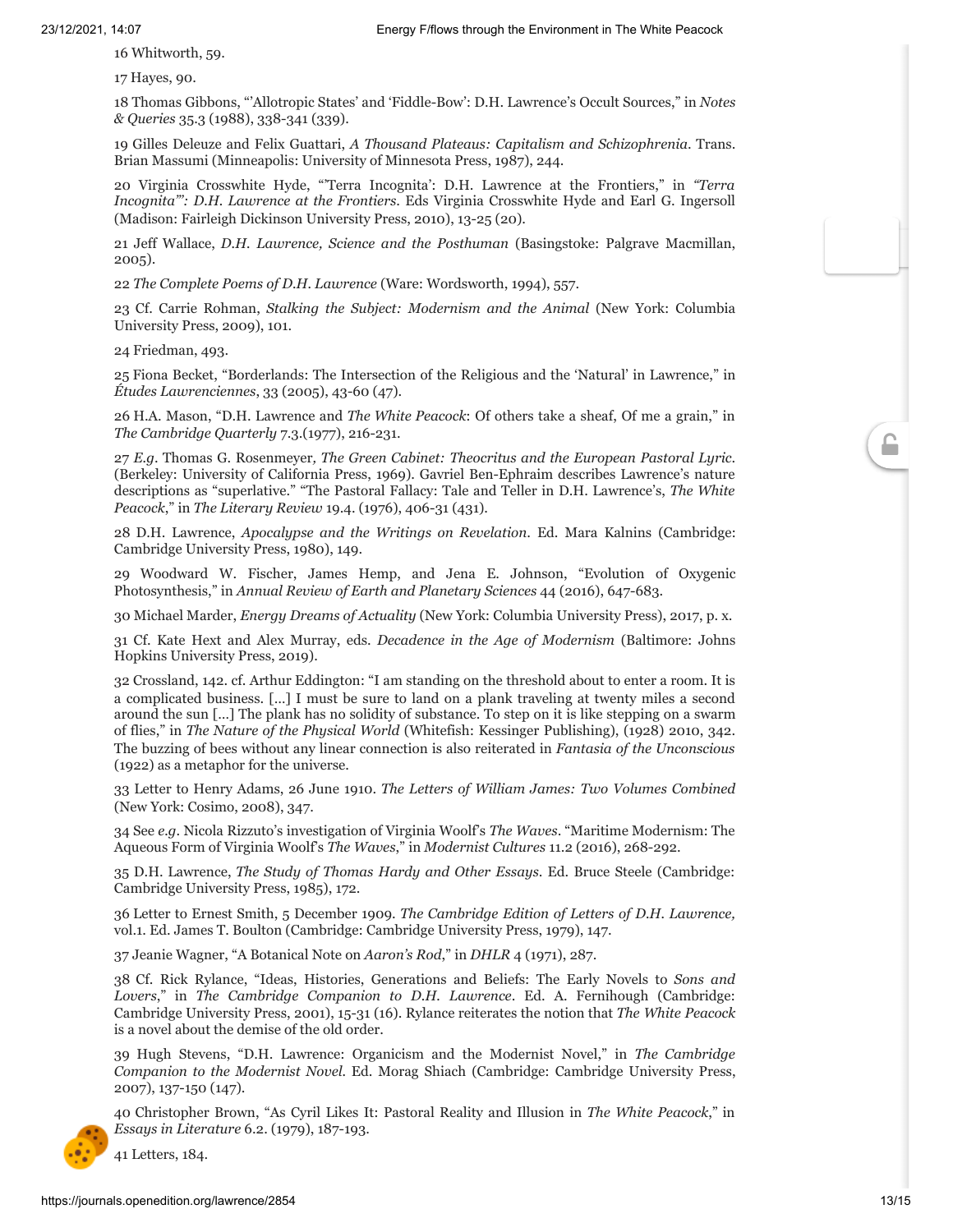16 Whitworth, 59.

17 Hayes, 90.

18 Thomas Gibbons, "'Allotropic States' and 'Fiddle-Bow': D.H. Lawrence's Occult Sources," in *Notes & Queries* 35.3 (1988), 338-341 (339).

19 Gilles Deleuze and Felix Guattari, *A Thousand Plateaus: Capitalism and Schizophrenia*. Trans. Brian Massumi (Minneapolis: University of Minnesota Press, 1987), 244.

20 Virginia Crosswhite Hyde, "'Terra Incognita': D.H. Lawrence at the Frontiers," in *"Terra Incognita": D.H. Lawrence at the Frontiers*. Eds Virginia Crosswhite Hyde and Earl G. Ingersoll (Madison: Fairleigh Dickinson University Press, 2010), 13-25 (20).

21 Jeff Wallace, *D.H. Lawrence, Science and the Posthuman* (Basingstoke: Palgrave Macmillan, 2005).

22 *The Complete Poems of D.H. Lawrence* (Ware: Wordsworth, 1994), 557.

23 Cf. Carrie Rohman, *Stalking the Subject: Modernism and the Animal* (New York: Columbia University Press, 2009), 101.

24 Friedman, 493.

25 Fiona Becket, "Borderlands: The Intersection of the Religious and the 'Natural' in Lawrence," in *Études Lawrenciennes*, 33 (2005), 43-60 (47).

26 H.A. Mason, "D.H. Lawrence and *The White Peacock*: Of others take a sheaf, Of me a grain," in *The Cambridge Quarterly* 7.3.(1977), 216-231.

27 *E.g*. Thomas G. Rosenmeyer*, The Green Cabinet: Theocritus and the European Pastoral Lyric*. (Berkeley: University of California Press, 1969). Gavriel Ben-Ephraim describes Lawrence's nature descriptions as "superlative." "The Pastoral Fallacy: Tale and Teller in D.H. Lawrence's, *The White Peacock*," in *The Literary Review* 19.4. (1976), 406-31 (431).

28 D.H. Lawrence, *Apocalypse and the Writings on Revelation*. Ed. Mara Kalnins (Cambridge: Cambridge University Press, 1980), 149.

29 Woodward W. Fischer, James Hemp, and Jena E. Johnson, "Evolution of Oxygenic Photosynthesis," in *Annual Review of Earth and Planetary Sciences* 44 (2016), 647-683.

30 Michael Marder, *Energy Dreams of Actuality* (New York: Columbia University Press), 2017, p. x.

31 Cf. Kate Hext and Alex Murray, eds. *Decadence in the Age of Modernism* (Baltimore: Johns Hopkins University Press, 2019).

32 Crossland, 142. cf. Arthur Eddington: "I am standing on the threshold about to enter a room. It is a complicated business. [...] I must be sure to land on a plank traveling at twenty miles a second around the sun [...] The plank has no solidity of substance. To step on it is like stepping on a swarm of flies," in *The Nature of the Physical World* (Whitefish: Kessinger Publishing), (1928) 2010, 342. The buzzing of bees without any linear connection is also reiterated in *Fantasia of the Unconscious* (1922) as a metaphor for the universe.

33 Letter to Henry Adams, 26 June 1910. *The Letters of William James: Two Volumes Combined* (New York: Cosimo, 2008), 347.

34 See *e.g*. Nicola Rizzuto's investigation of Virginia Woolf's *The Waves*. "Maritime Modernism: The Aqueous Form of Virginia Woolf's *The Waves*," in *Modernist Cultures* 11.2 (2016), 268-292.

35 D.H. Lawrence, *The Study of Thomas Hardy and Other Essays*. Ed. Bruce Steele (Cambridge: Cambridge University Press, 1985), 172.

36 Letter to Ernest Smith, 5 December 1909. *The Cambridge Edition of Letters of D.H. Lawrence,* vol.1. Ed. James T. Boulton (Cambridge: Cambridge University Press, 1979), 147.

37 Jeanie Wagner, "A Botanical Note on *Aaron's Rod*," in *DHLR* 4 (1971), 287.

38 Cf. Rick Rylance, "Ideas, Histories, Generations and Beliefs: The Early Novels to *Sons and Lovers*," in *The Cambridge Companion to D.H. Lawrence*. Ed. A. Fernihough (Cambridge: Cambridge University Press, 2001), 15-31 (16). Rylance reiterates the notion that *The White Peacock* is a novel about the demise of the old order.

39 Hugh Stevens, "D.H. Lawrence: Organicism and the Modernist Novel," in *The Cambridge Companion to the Modernist Novel*. Ed. Morag Shiach (Cambridge: Cambridge University Press, 2007), 137-150 (147).

40 Christopher Brown, "As Cyril Likes It: Pastoral Reality and Illusion in *The White Peacock*," in *Essays in Literature* 6.2. (1979), 187-193.

41 Letters, 184.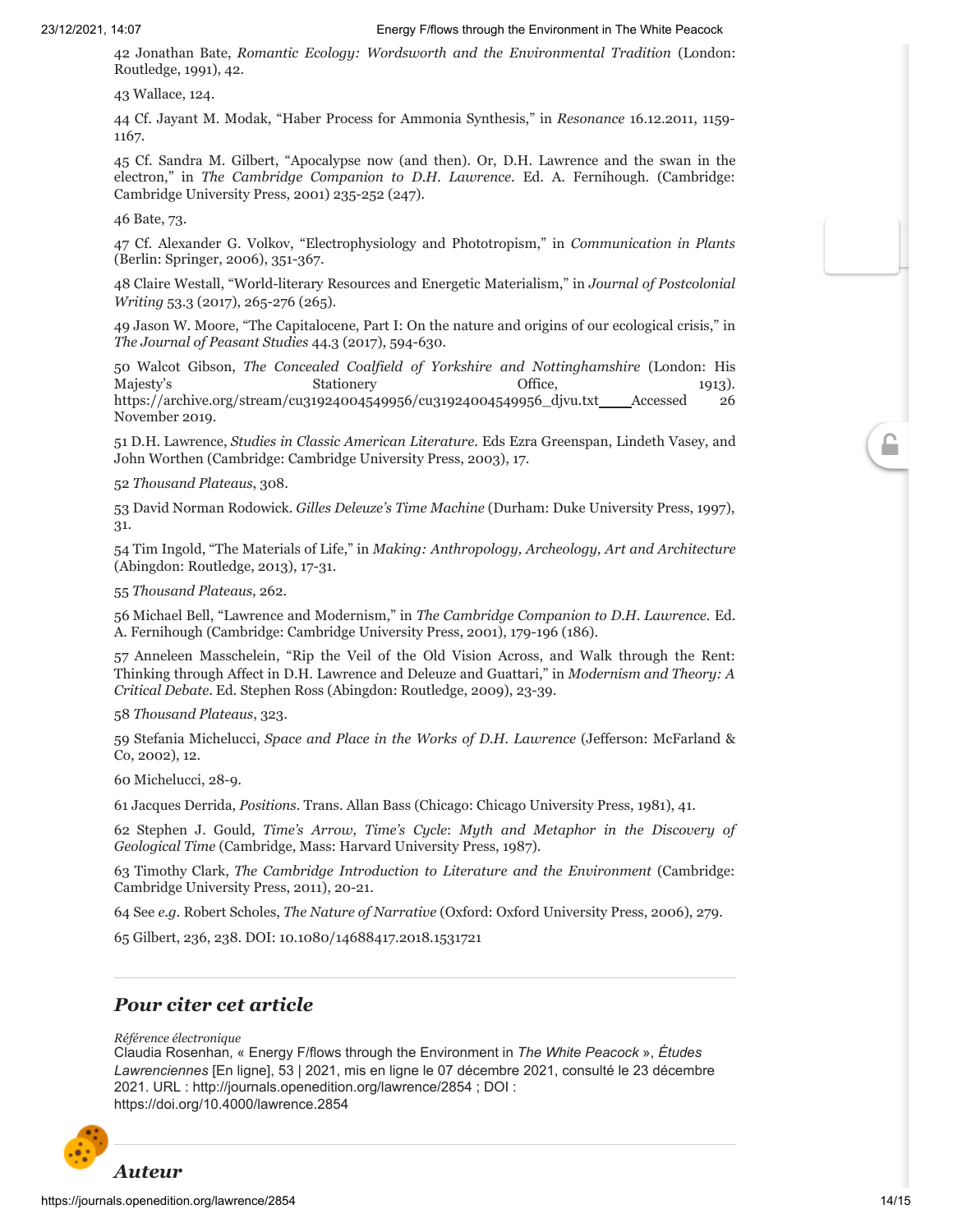42 Jonathan Bate, *Romantic Ecology: Wordsworth and the Environmental Tradition* (London: Routledge, 1991), 42.

43 Wallace, 124.

44 Cf. Jayant M. Modak, “Haber Process for Ammonia Synthesis,” in *Resonance* 16.12.2011, 1159-1167.

45 Cf. Sandra M. Gilbert, “Apocalypse now (and then). Or, D.H. Lawrence and the swan in the electron,” in *The Cambridge Companion to D.H. Lawrence*. Ed. A. Fernihough. (Cambridge: Cambridge University Press, 2001) 235-252 (247).

46 Bate, 73.

47 Cf. Alexander G. Volkov, “Electrophysiology and Phototropism,” in *Communication in Plants* (Berlin: Springer, 2006), 351-367.

48 Claire Westall, “World-literary Resources and Energetic Materialism,” in *Journal of Postcolonial Writing* 53.3 (2017), 265-276 (265).

49 Jason W. Moore, “The Capitalocene, Part I: On the nature and origins of our ecological crisis,” in *The Journal of Peasant Studies* 44.3 (2017), 594-630.

50 Walcot Gibson, *The Concealed Coalfield of Yorkshire and Nottinghamshire* (London: His Majesty’s Stationery Office, 1913). https://archive.org/stream/cu31924004549956/cu31924004549956_djvu.txt Accessed 26 November 2019.

51 D.H. Lawrence, *Studies in Classic American Literature*. Eds Ezra Greenspan, Lindeth Vasey, and John Worthen (Cambridge: Cambridge University Press, 2003), 17.

52 *Thousand Plateaus*, 308.

53 David Norman Rodowick. *Gilles Deleuze’s Time Machine* (Durham: Duke University Press, 1997), 31.

54 Tim Ingold, “The Materials of Life,” in *Making: Anthropology, Archeology, Art and Architecture* (Abingdon: Routledge, 2013), 17-31.

55 *Thousand Plateaus*, 262.

56 Michael Bell, “Lawrence and Modernism,” in *The Cambridge Companion to D.H. Lawrence*. Ed. A. Fernihough (Cambridge: Cambridge University Press, 2001), 179-196 (186).

57 Anneleen Masschelein, “Rip the Veil of the Old Vision Across, and Walk through the Rent: Thinking through Affect in D.H. Lawrence and Deleuze and Guattari,” in *Modernism and Theory: A Critical Debate*. Ed. Stephen Ross (Abingdon: Routledge, 2009), 23-39.

58 *Thousand Plateaus*, 323.

59 Stefania Michelucci, *Space and Place in the Works of D.H. Lawrence* (Jefferson: McFarland & Co, 2002), 12.

60 Michelucci, 28-9.

61 Jacques Derrida, *Positions*. Trans. Allan Bass (Chicago: Chicago University Press, 1981), 41.

62 Stephen J. Gould, *Time’s Arrow, Time’s Cycle*: *Myth and Metaphor in the Discovery of Geological Time* (Cambridge, Mass: Harvard University Press, 1987).

63 Timothy Clark, *The Cambridge Introduction to Literature and the Environment* (Cambridge: Cambridge University Press, 2011), 20-21.

64 See *e.g*. Robert Scholes, *The Nature of Narrative* (Oxford: Oxford University Press, 2006), 279.

65 Gilbert, 236, 238. DOI: 10.1080/14688417.2018.1531721

## *Pour citer cet article*

*Référence électronique*

Claudia Rosenhan, « Energy F/flows through the Environment in *The White Peacock* », *Études Lawrenciennes* [En ligne], 53 | 2021, mis en ligne le 07 décembre 2021, consulté le 23 décembre 2021. URL : http://journals.openedition.org/lawrence/2854 ; DOI : https://doi.org/10.4000/lawrence.2854

## *Auteur*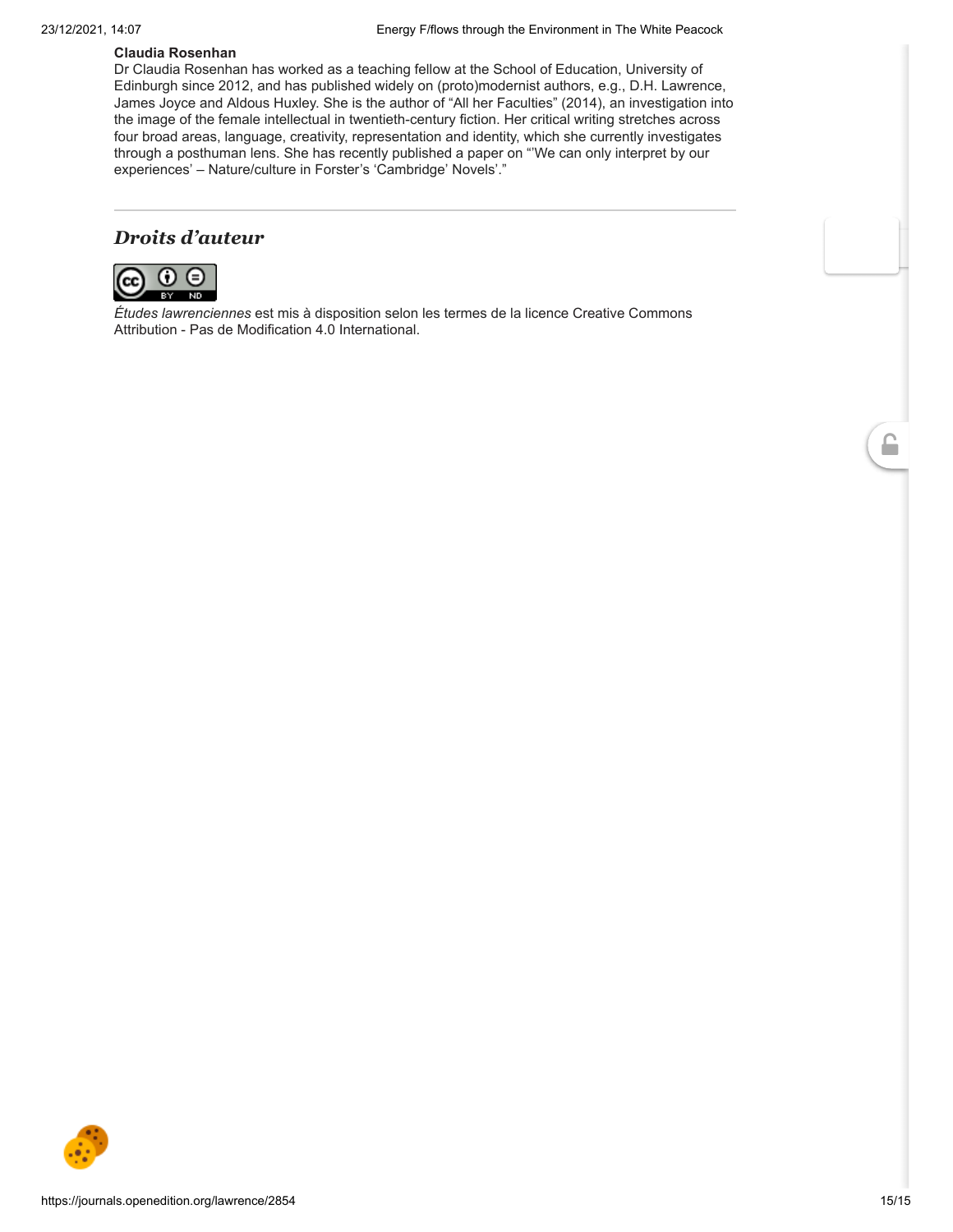**Claudia Rosenhan**

Dr Claudia Rosenhan has worked as a teaching fellow at the School of Education, University of Edinburgh since 2012, and has published widely on (proto)modernist authors, e.g., D.H. Lawrence, James Joyce and Aldous Huxley. She is the author of "All her Faculties" (2014), an investigation into the image of the female intellectual in twentieth-century fiction. Her critical writing stretches across four broad areas, language, creativity, representation and identity, which she currently investigates through a posthuman lens. She has recently published a paper on "'We can only interpret by our experiences' – Nature/culture in Forster's 'Cambridge' Novels'."

---

## *Droits d'auteur*

*Études lawrenciennes* est mis à disposition selon les termes de la licence Creative Commons Attribution - Pas de Modification 4.0 International.